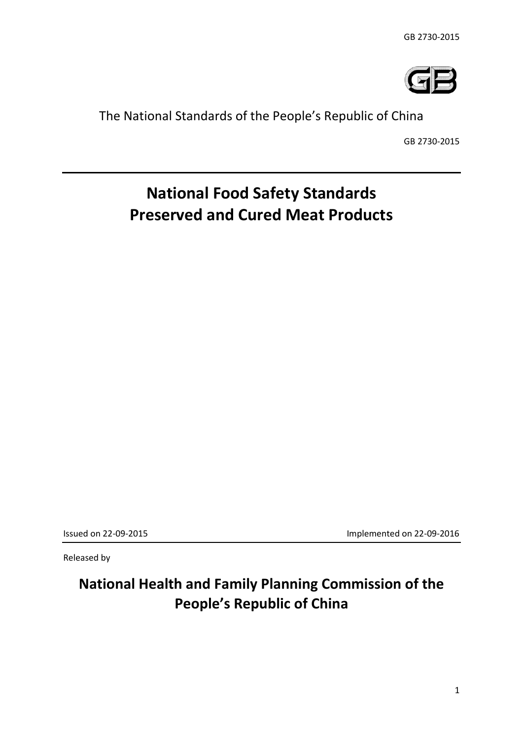The National Standards of the People's Republic of China

GB 2730-2015

# National Food Safety Standards
# Preserved and Cured Meat Products

Issued on 22-09-2015 Implemented on 22-09-2016

Released by

## National Health and Family Planning Commission of the People's Republic of China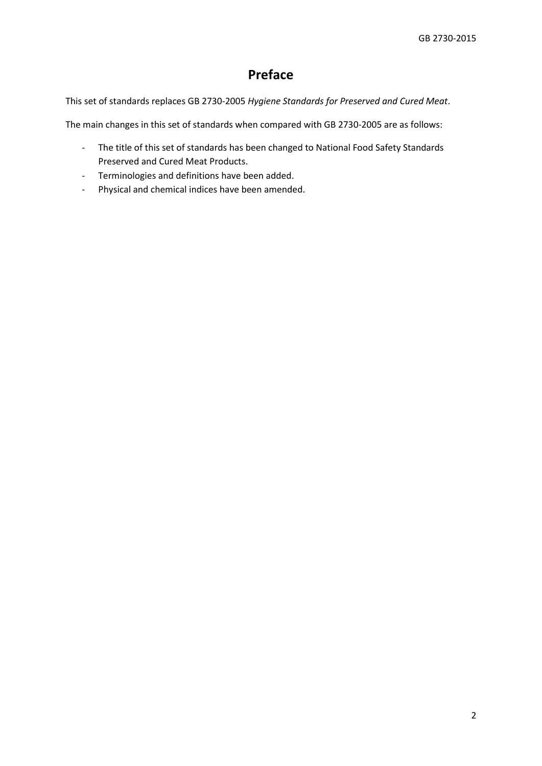# Preface

This set of standards replaces GB 2730-2005 *Hygiene Standards for Preserved and Cured Meat*.

The main changes in this set of standards when compared with GB 2730-2005 are as follows:

- The title of this set of standards has been changed to National Food Safety Standards Preserved and Cured Meat Products.
- Terminologies and definitions have been added.
- Physical and chemical indices have been amended.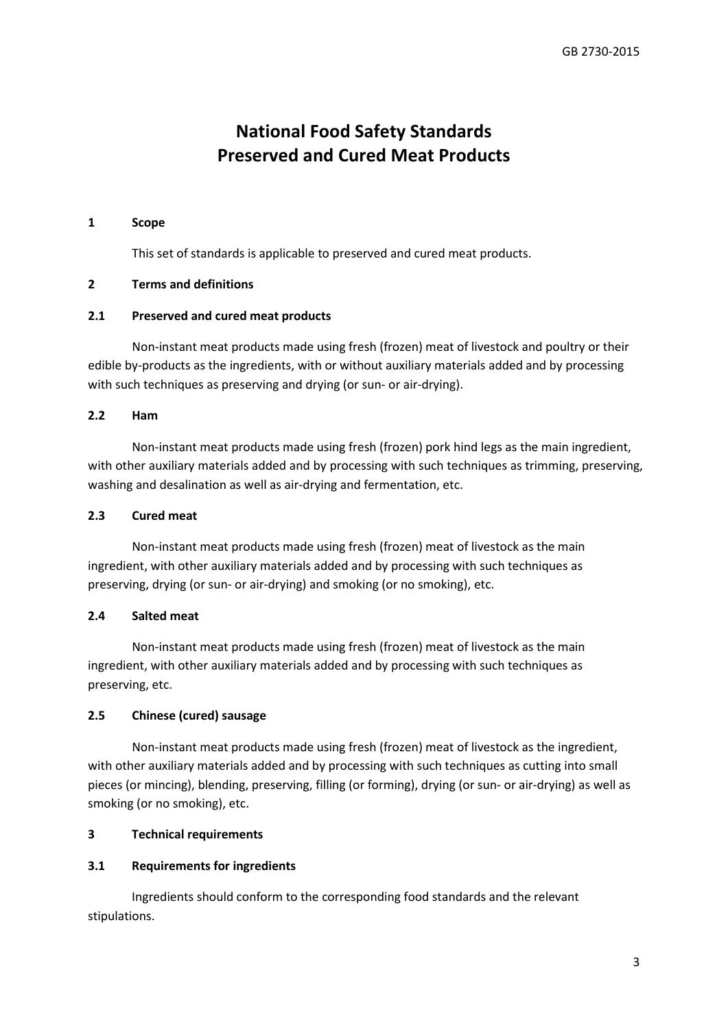# National Food Safety Standards
# Preserved and Cured Meat Products

## 1 Scope

This set of standards is applicable to preserved and cured meat products.

## 2 Terms and definitions

### 2.1 Preserved and cured meat products

Non-instant meat products made using fresh (frozen) meat of livestock and poultry or their edible by-products as the ingredients, with or without auxiliary materials added and by processing with such techniques as preserving and drying (or sun- or air-drying).

### 2.2 Ham

Non-instant meat products made using fresh (frozen) pork hind legs as the main ingredient, with other auxiliary materials added and by processing with such techniques as trimming, preserving, washing and desalination as well as air-drying and fermentation, etc.

### 2.3 Cured meat

Non-instant meat products made using fresh (frozen) meat of livestock as the main ingredient, with other auxiliary materials added and by processing with such techniques as preserving, drying (or sun- or air-drying) and smoking (or no smoking), etc.

### 2.4 Salted meat

Non-instant meat products made using fresh (frozen) meat of livestock as the main ingredient, with other auxiliary materials added and by processing with such techniques as preserving, etc.

### 2.5 Chinese (cured) sausage

Non-instant meat products made using fresh (frozen) meat of livestock as the ingredient, with other auxiliary materials added and by processing with such techniques as cutting into small pieces (or mincing), blending, preserving, filling (or forming), drying (or sun- or air-drying) as well as smoking (or no smoking), etc.

## 3 Technical requirements

### 3.1 Requirements for ingredients

Ingredients should conform to the corresponding food standards and the relevant stipulations.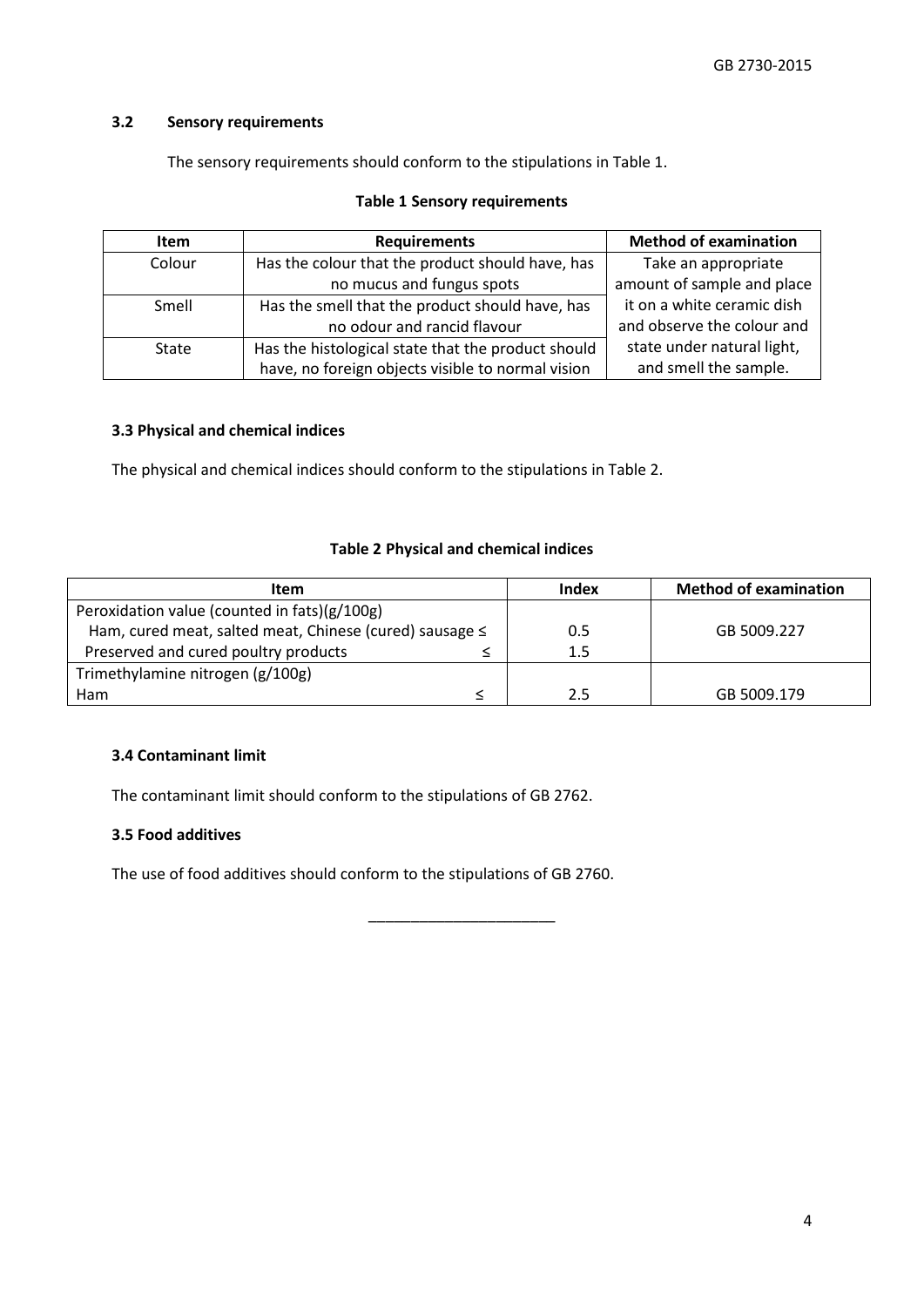### 3.2 Sensory requirements

The sensory requirements should conform to the stipulations in Table 1.

**Table 1 Sensory requirements**

| Item | Requirements | Method of examination |
|---|---|---|
| Colour | Has the colour that the product should have, has no mucus and fungus spots | Take an appropriate amount of sample and place it on a white ceramic dish and observe the colour and state under natural light, and smell the sample. |
| Smell | Has the smell that the product should have, has no odour and rancid flavour | |
| State | Has the histological state that the product should have, no foreign objects visible to normal vision | |

### 3.3 Physical and chemical indices

The physical and chemical indices should conform to the stipulations in Table 2.

**Table 2 Physical and chemical indices**

| Item | Index | Method of examination |
|---|---|---|
| Peroxidation value (counted in fats)(g/100g) | | |
| Ham, cured meat, salted meat, Chinese (cured) sausage ≤ | 0.5 | GB 5009.227 |
| Preserved and cured poultry products ≤ | 1.5 | |
| Trimethylamine nitrogen (g/100g) | | |
| Ham ≤ | 2.5 | GB 5009.179 |

### 3.4 Contaminant limit

The contaminant limit should conform to the stipulations of GB 2762.

### 3.5 Food additives

The use of food additives should conform to the stipulations of GB 2760.

______________________